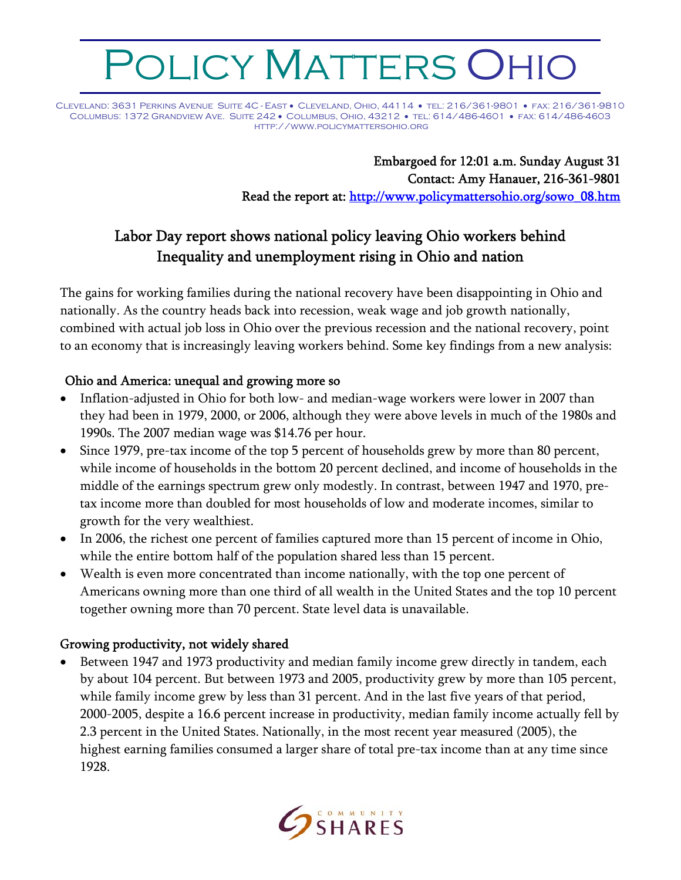# Policy Matters Ohio

Cleveland: 3631 Perkins Avenue Suite 4C - East • Cleveland, Ohio, 44114 • tel: 216/361-9801 • fax: 216/361-9810
Columbus: 1372 Grandview Ave. Suite 242 • Columbus, Ohio, 43212 • tel: 614/486-4601 • fax: 614/486-4603
http://www.policymattersohio.org

**Embargoed for 12:01 a.m. Sunday August 31**
**Contact: Amy Hanauer, 216-361-9801**
**Read the report at: http://www.policymattersohio.org/sowo_08.htm**

## Labor Day report shows national policy leaving Ohio workers behind
## Inequality and unemployment rising in Ohio and nation

The gains for working families during the national recovery have been disappointing in Ohio and nationally. As the country heads back into recession, weak wage and job growth nationally, combined with actual job loss in Ohio over the previous recession and the national recovery, point to an economy that is increasingly leaving workers behind. Some key findings from a new analysis:

### Ohio and America: unequal and growing more so

- Inflation-adjusted in Ohio for both low- and median-wage workers were lower in 2007 than they had been in 1979, 2000, or 2006, although they were above levels in much of the 1980s and 1990s. The 2007 median wage was $14.76 per hour.
- Since 1979, pre-tax income of the top 5 percent of households grew by more than 80 percent, while income of households in the bottom 20 percent declined, and income of households in the middle of the earnings spectrum grew only modestly. In contrast, between 1947 and 1970, pre-tax income more than doubled for most households of low and moderate incomes, similar to growth for the very wealthiest.
- In 2006, the richest one percent of families captured more than 15 percent of income in Ohio, while the entire bottom half of the population shared less than 15 percent.
- Wealth is even more concentrated than income nationally, with the top one percent of Americans owning more than one third of all wealth in the United States and the top 10 percent together owning more than 70 percent. State level data is unavailable.

### Growing productivity, not widely shared

- Between 1947 and 1973 productivity and median family income grew directly in tandem, each by about 104 percent. But between 1973 and 2005, productivity grew by more than 105 percent, while family income grew by less than 31 percent. And in the last five years of that period, 2000-2005, despite a 16.6 percent increase in productivity, median family income actually fell by 2.3 percent in the United States. Nationally, in the most recent year measured (2005), the highest earning families consumed a larger share of total pre-tax income than at any time since 1928.

COMMUNITY SHARES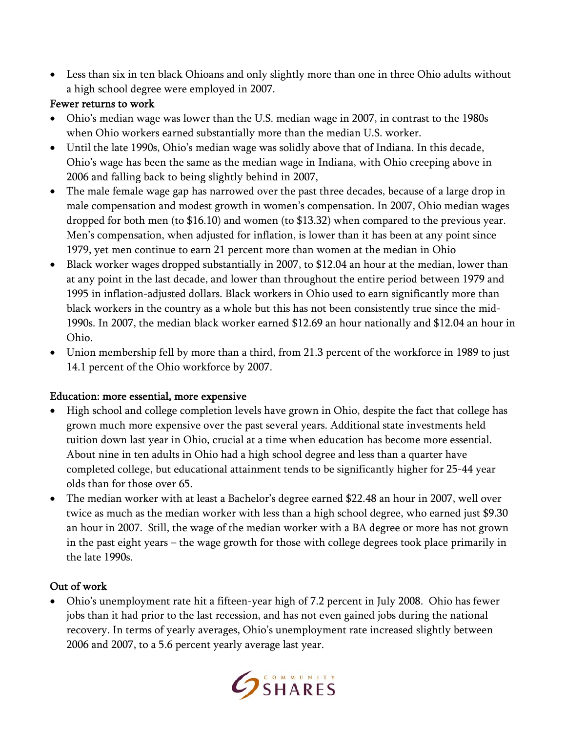- Less than six in ten black Ohioans and only slightly more than one in three Ohio adults without a high school degree were employed in 2007.

Fewer returns to work

- Ohio's median wage was lower than the U.S. median wage in 2007, in contrast to the 1980s when Ohio workers earned substantially more than the median U.S. worker.
- Until the late 1990s, Ohio's median wage was solidly above that of Indiana. In this decade, Ohio's wage has been the same as the median wage in Indiana, with Ohio creeping above in 2006 and falling back to being slightly behind in 2007,
- The male female wage gap has narrowed over the past three decades, because of a large drop in male compensation and modest growth in women's compensation. In 2007, Ohio median wages dropped for both men (to $16.10) and women (to $13.32) when compared to the previous year. Men's compensation, when adjusted for inflation, is lower than it has been at any point since 1979, yet men continue to earn 21 percent more than women at the median in Ohio
- Black worker wages dropped substantially in 2007, to $12.04 an hour at the median, lower than at any point in the last decade, and lower than throughout the entire period between 1979 and 1995 in inflation-adjusted dollars. Black workers in Ohio used to earn significantly more than black workers in the country as a whole but this has not been consistently true since the mid-1990s. In 2007, the median black worker earned $12.69 an hour nationally and $12.04 an hour in Ohio.
- Union membership fell by more than a third, from 21.3 percent of the workforce in 1989 to just 14.1 percent of the Ohio workforce by 2007.

Education: more essential, more expensive

- High school and college completion levels have grown in Ohio, despite the fact that college has grown much more expensive over the past several years. Additional state investments held tuition down last year in Ohio, crucial at a time when education has become more essential. About nine in ten adults in Ohio had a high school degree and less than a quarter have completed college, but educational attainment tends to be significantly higher for 25-44 year olds than for those over 65.
- The median worker with at least a Bachelor's degree earned $22.48 an hour in 2007, well over twice as much as the median worker with less than a high school degree, who earned just $9.30 an hour in 2007. Still, the wage of the median worker with a BA degree or more has not grown in the past eight years – the wage growth for those with college degrees took place primarily in the late 1990s.

Out of work

- Ohio's unemployment rate hit a fifteen-year high of 7.2 percent in July 2008. Ohio has fewer jobs than it had prior to the last recession, and has not even gained jobs during the national recovery. In terms of yearly averages, Ohio's unemployment rate increased slightly between 2006 and 2007, to a 5.6 percent yearly average last year.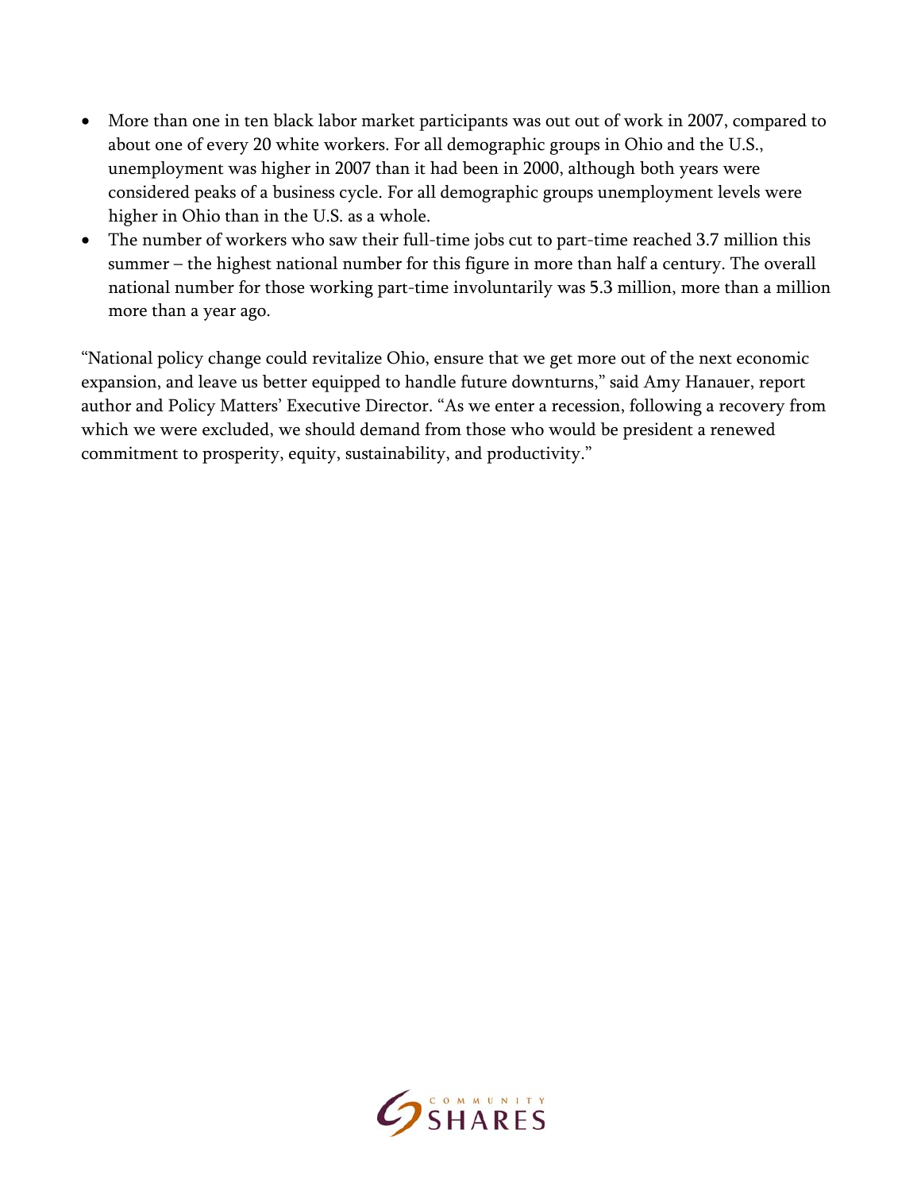- More than one in ten black labor market participants was out out of work in 2007, compared to about one of every 20 white workers. For all demographic groups in Ohio and the U.S., unemployment was higher in 2007 than it had been in 2000, although both years were considered peaks of a business cycle. For all demographic groups unemployment levels were higher in Ohio than in the U.S. as a whole.
- The number of workers who saw their full-time jobs cut to part-time reached 3.7 million this summer – the highest national number for this figure in more than half a century. The overall national number for those working part-time involuntarily was 5.3 million, more than a million more than a year ago.

"National policy change could revitalize Ohio, ensure that we get more out of the next economic expansion, and leave us better equipped to handle future downturns," said Amy Hanauer, report author and Policy Matters' Executive Director. "As we enter a recession, following a recovery from which we were excluded, we should demand from those who would be president a renewed commitment to prosperity, equity, sustainability, and productivity."

COMMUNITY SHARES